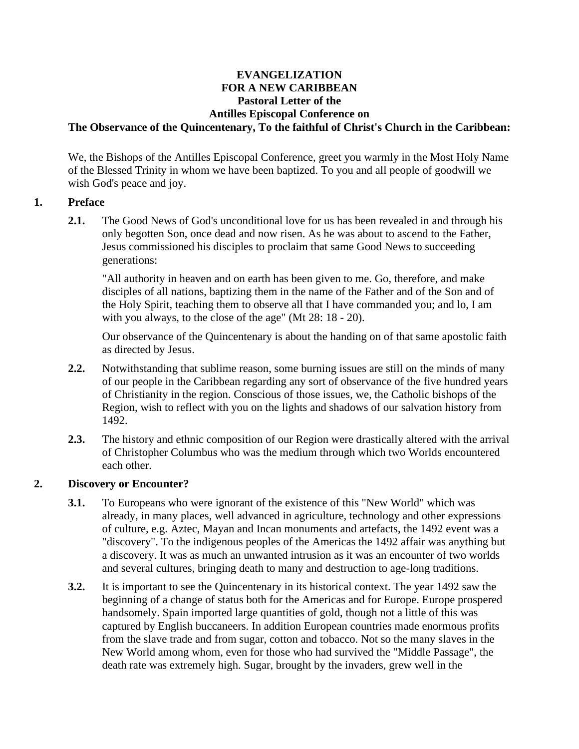# EVANGELIZATION FOR A NEW CARIBBEAN

## Pastoral Letter of the Antilles Episcopal Conference on The Observance of the Quincentenary, To the faithful of Christ's Church in the Caribbean:

We, the Bishops of the Antilles Episcopal Conference, greet you warmly in the Most Holy Name of the Blessed Trinity in whom we have been baptized. To you and all people of goodwill we wish God's peace and joy.

### 1. Preface

**2.1.** The Good News of God's unconditional love for us has been revealed in and through his only begotten Son, once dead and now risen. As he was about to ascend to the Father, Jesus commissioned his disciples to proclaim that same Good News to succeeding generations:

"All authority in heaven and on earth has been given to me. Go, therefore, and make disciples of all nations, baptizing them in the name of the Father and of the Son and of the Holy Spirit, teaching them to observe all that I have commanded you; and lo, I am with you always, to the close of the age" (Mt 28: 18 - 20).

Our observance of the Quincentenary is about the handing on of that same apostolic faith as directed by Jesus.

**2.2.** Notwithstanding that sublime reason, some burning issues are still on the minds of many of our people in the Caribbean regarding any sort of observance of the five hundred years of Christianity in the region. Conscious of those issues, we, the Catholic bishops of the Region, wish to reflect with you on the lights and shadows of our salvation history from 1492.

**2.3.** The history and ethnic composition of our Region were drastically altered with the arrival of Christopher Columbus who was the medium through which two Worlds encountered each other.

### 2. Discovery or Encounter?

**3.1.** To Europeans who were ignorant of the existence of this "New World" which was already, in many places, well advanced in agriculture, technology and other expressions of culture, e.g. Aztec, Mayan and Incan monuments and artefacts, the 1492 event was a "discovery". To the indigenous peoples of the Americas the 1492 affair was anything but a discovery. It was as much an unwanted intrusion as it was an encounter of two worlds and several cultures, bringing death to many and destruction to age-long traditions.

**3.2.** It is important to see the Quincentenary in its historical context. The year 1492 saw the beginning of a change of status both for the Americas and for Europe. Europe prospered handsomely. Spain imported large quantities of gold, though not a little of this was captured by English buccaneers. In addition European countries made enormous profits from the slave trade and from sugar, cotton and tobacco. Not so the many slaves in the New World among whom, even for those who had survived the "Middle Passage", the death rate was extremely high. Sugar, brought by the invaders, grew well in the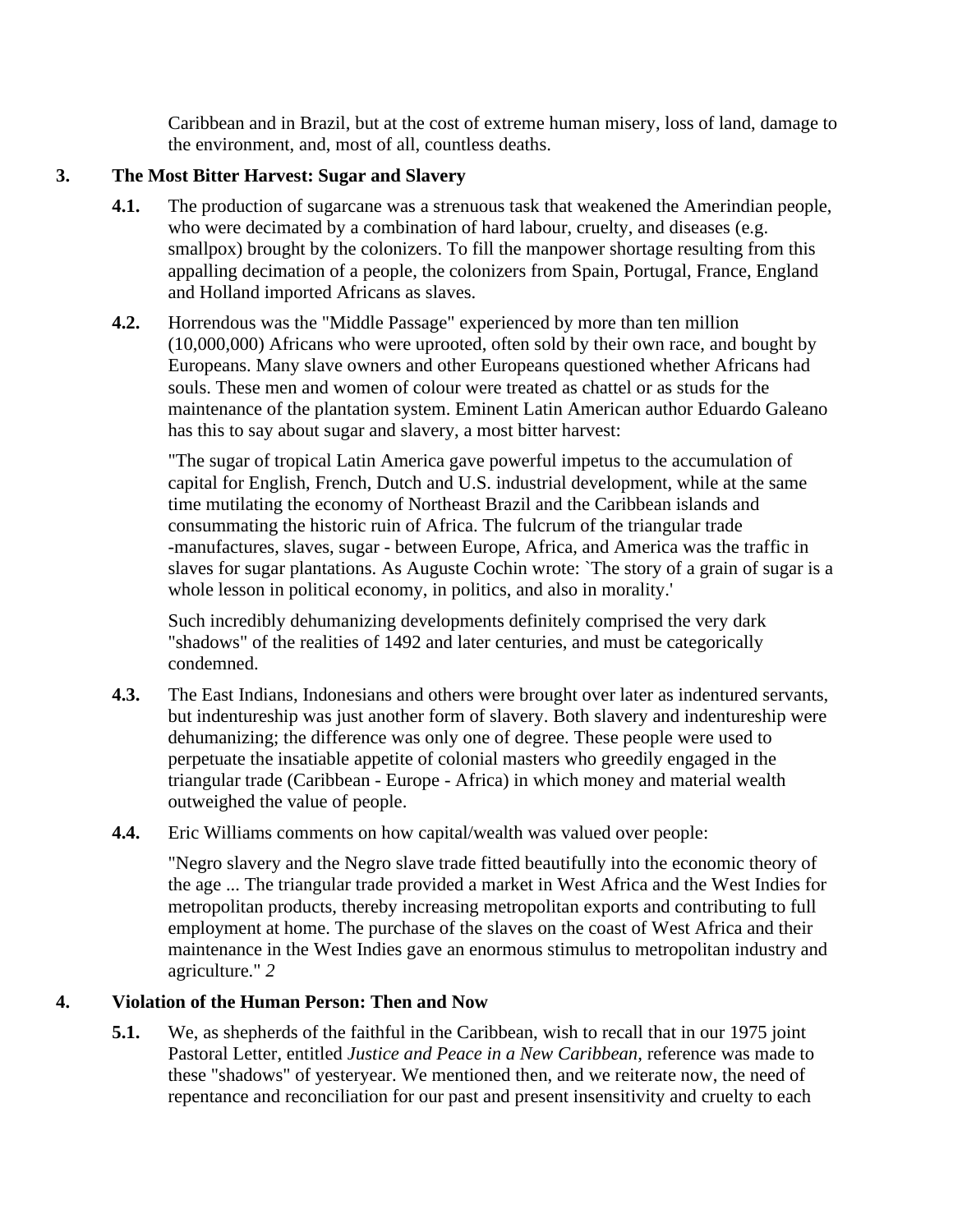Caribbean and in Brazil, but at the cost of extreme human misery, loss of land, damage to the environment, and, most of all, countless deaths.

## 3. The Most Bitter Harvest: Sugar and Slavery

**4.1.** The production of sugarcane was a strenuous task that weakened the Amerindian people, who were decimated by a combination of hard labour, cruelty, and diseases (e.g. smallpox) brought by the colonizers. To fill the manpower shortage resulting from this appalling decimation of a people, the colonizers from Spain, Portugal, France, England and Holland imported Africans as slaves.

**4.2.** Horrendous was the "Middle Passage" experienced by more than ten million (10,000,000) Africans who were uprooted, often sold by their own race, and bought by Europeans. Many slave owners and other Europeans questioned whether Africans had souls. These men and women of colour were treated as chattel or as studs for the maintenance of the plantation system. Eminent Latin American author Eduardo Galeano has this to say about sugar and slavery, a most bitter harvest:

"The sugar of tropical Latin America gave powerful impetus to the accumulation of capital for English, French, Dutch and U.S. industrial development, while at the same time mutilating the economy of Northeast Brazil and the Caribbean islands and consummating the historic ruin of Africa. The fulcrum of the triangular trade -manufactures, slaves, sugar - between Europe, Africa, and America was the traffic in slaves for sugar plantations. As Auguste Cochin wrote: `The story of a grain of sugar is a whole lesson in political economy, in politics, and also in morality.'

Such incredibly dehumanizing developments definitely comprised the very dark "shadows" of the realities of 1492 and later centuries, and must be categorically condemned.

**4.3.** The East Indians, Indonesians and others were brought over later as indentured servants, but indentureship was just another form of slavery. Both slavery and indentureship were dehumanizing; the difference was only one of degree. These people were used to perpetuate the insatiable appetite of colonial masters who greedily engaged in the triangular trade (Caribbean - Europe - Africa) in which money and material wealth outweighed the value of people.

**4.4.** Eric Williams comments on how capital/wealth was valued over people:

"Negro slavery and the Negro slave trade fitted beautifully into the economic theory of the age ... The triangular trade provided a market in West Africa and the West Indies for metropolitan products, thereby increasing metropolitan exports and contributing to full employment at home. The purchase of the slaves on the coast of West Africa and their maintenance in the West Indies gave an enormous stimulus to metropolitan industry and agriculture." *2*

## 4. Violation of the Human Person: Then and Now

**5.1.** We, as shepherds of the faithful in the Caribbean, wish to recall that in our 1975 joint Pastoral Letter, entitled *Justice and Peace in a New Caribbean,* reference was made to these "shadows" of yesteryear. We mentioned then, and we reiterate now, the need of repentance and reconciliation for our past and present insensitivity and cruelty to each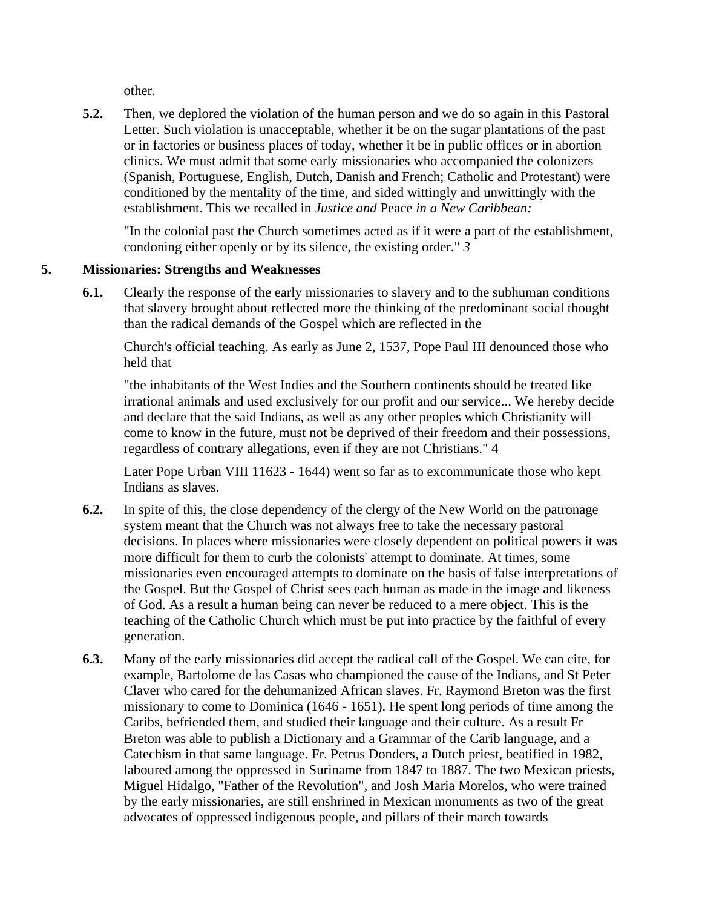other.

**5.2.** Then, we deplored the violation of the human person and we do so again in this Pastoral Letter. Such violation is unacceptable, whether it be on the sugar plantations of the past or in factories or business places of today, whether it be in public offices or in abortion clinics. We must admit that some early missionaries who accompanied the colonizers (Spanish, Portuguese, English, Dutch, Danish and French; Catholic and Protestant) were conditioned by the mentality of the time, and sided wittingly and unwittingly with the establishment. This we recalled in *Justice and* Peace *in a New Caribbean:*

"In the colonial past the Church sometimes acted as if it were a part of the establishment, condoning either openly or by its silence, the existing order." *3*

## 5. Missionaries: Strengths and Weaknesses

**6.1.** Clearly the response of the early missionaries to slavery and to the subhuman conditions that slavery brought about reflected more the thinking of the predominant social thought than the radical demands of the Gospel which are reflected in the

Church's official teaching. As early as June 2, 1537, Pope Paul III denounced those who held that

"the inhabitants of the West Indies and the Southern continents should be treated like irrational animals and used exclusively for our profit and our service... We hereby decide and declare that the said Indians, as well as any other peoples which Christianity will come to know in the future, must not be deprived of their freedom and their possessions, regardless of contrary allegations, even if they are not Christians." 4

Later Pope Urban VIII 11623 - 1644) went so far as to excommunicate those who kept Indians as slaves.

**6.2.** In spite of this, the close dependency of the clergy of the New World on the patronage system meant that the Church was not always free to take the necessary pastoral decisions. In places where missionaries were closely dependent on political powers it was more difficult for them to curb the colonists' attempt to dominate. At times, some missionaries even encouraged attempts to dominate on the basis of false interpretations of the Gospel. But the Gospel of Christ sees each human as made in the image and likeness of God. As a result a human being can never be reduced to a mere object. This is the teaching of the Catholic Church which must be put into practice by the faithful of every generation.

**6.3.** Many of the early missionaries did accept the radical call of the Gospel. We can cite, for example, Bartolome de las Casas who championed the cause of the Indians, and St Peter Claver who cared for the dehumanized African slaves. Fr. Raymond Breton was the first missionary to come to Dominica (1646 - 1651). He spent long periods of time among the Caribs, befriended them, and studied their language and their culture. As a result Fr Breton was able to publish a Dictionary and a Grammar of the Carib language, and a Catechism in that same language. Fr. Petrus Donders, a Dutch priest, beatified in 1982, laboured among the oppressed in Suriname from 1847 to 1887. The two Mexican priests, Miguel Hidalgo, "Father of the Revolution", and Josh Maria Morelos, who were trained by the early missionaries, are still enshrined in Mexican monuments as two of the great advocates of oppressed indigenous people, and pillars of their march towards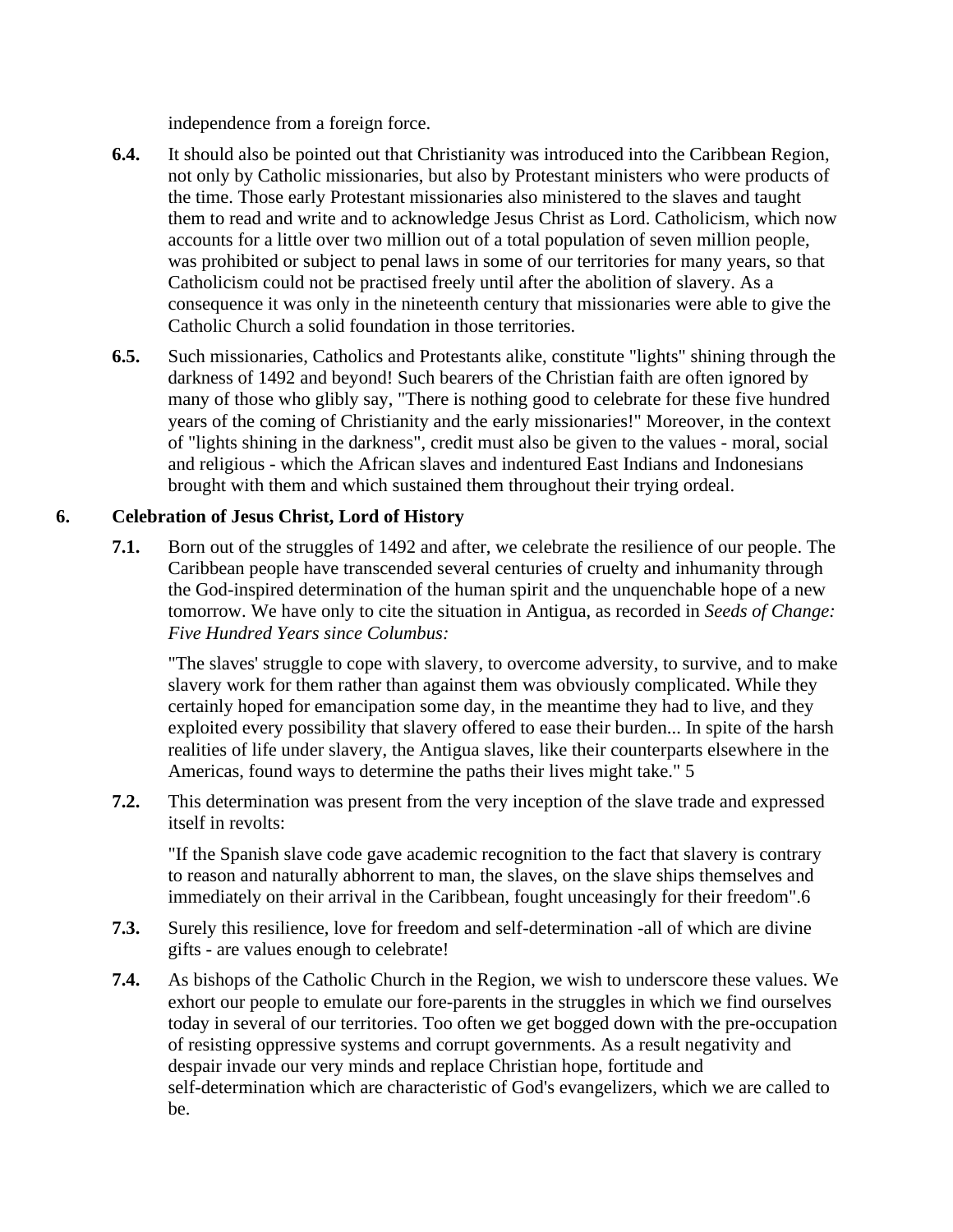independence from a foreign force.

**6.4.** It should also be pointed out that Christianity was introduced into the Caribbean Region, not only by Catholic missionaries, but also by Protestant ministers who were products of the time. Those early Protestant missionaries also ministered to the slaves and taught them to read and write and to acknowledge Jesus Christ as Lord. Catholicism, which now accounts for a little over two million out of a total population of seven million people, was prohibited or subject to penal laws in some of our territories for many years, so that Catholicism could not be practised freely until after the abolition of slavery. As a consequence it was only in the nineteenth century that missionaries were able to give the Catholic Church a solid foundation in those territories.

**6.5.** Such missionaries, Catholics and Protestants alike, constitute "lights" shining through the darkness of 1492 and beyond! Such bearers of the Christian faith are often ignored by many of those who glibly say, "There is nothing good to celebrate for these five hundred years of the coming of Christianity and the early missionaries!" Moreover, in the context of "lights shining in the darkness", credit must also be given to the values - moral, social and religious - which the African slaves and indentured East Indians and Indonesians brought with them and which sustained them throughout their trying ordeal.

## 6. Celebration of Jesus Christ, Lord of History

**7.1.** Born out of the struggles of 1492 and after, we celebrate the resilience of our people. The Caribbean people have transcended several centuries of cruelty and inhumanity through the God-inspired determination of the human spirit and the unquenchable hope of a new tomorrow. We have only to cite the situation in Antigua, as recorded in *Seeds of Change: Five Hundred Years since Columbus:*

> "The slaves' struggle to cope with slavery, to overcome adversity, to survive, and to make slavery work for them rather than against them was obviously complicated. While they certainly hoped for emancipation some day, in the meantime they had to live, and they exploited every possibility that slavery offered to ease their burden... In spite of the harsh realities of life under slavery, the Antigua slaves, like their counterparts elsewhere in the Americas, found ways to determine the paths their lives might take." 5

**7.2.** This determination was present from the very inception of the slave trade and expressed itself in revolts:

> "If the Spanish slave code gave academic recognition to the fact that slavery is contrary to reason and naturally abhorrent to man, the slaves, on the slave ships themselves and immediately on their arrival in the Caribbean, fought unceasingly for their freedom".6

**7.3.** Surely this resilience, love for freedom and self-determination -all of which are divine gifts - are values enough to celebrate!

**7.4.** As bishops of the Catholic Church in the Region, we wish to underscore these values. We exhort our people to emulate our fore-parents in the struggles in which we find ourselves today in several of our territories. Too often we get bogged down with the pre-occupation of resisting oppressive systems and corrupt governments. As a result negativity and despair invade our very minds and replace Christian hope, fortitude and self-determination which are characteristic of God's evangelizers, which we are called to be.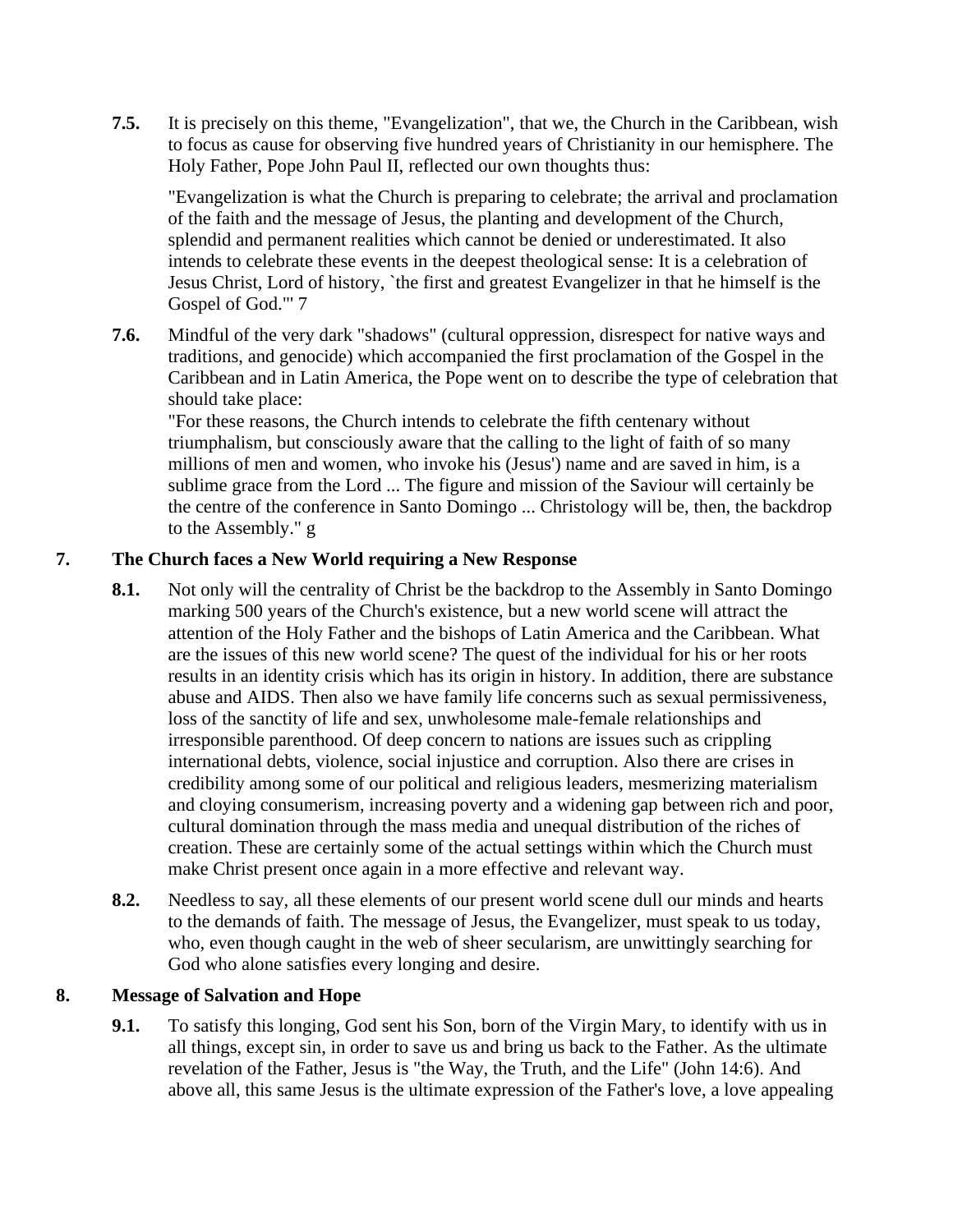**7.5.** It is precisely on this theme, "Evangelization", that we, the Church in the Caribbean, wish to focus as cause for observing five hundred years of Christianity in our hemisphere. The Holy Father, Pope John Paul II, reflected our own thoughts thus:

"Evangelization is what the Church is preparing to celebrate; the arrival and proclamation of the faith and the message of Jesus, the planting and development of the Church, splendid and permanent realities which cannot be denied or underestimated. It also intends to celebrate these events in the deepest theological sense: It is a celebration of Jesus Christ, Lord of history, `the first and greatest Evangelizer in that he himself is the Gospel of God.'" 7

**7.6.** Mindful of the very dark "shadows" (cultural oppression, disrespect for native ways and traditions, and genocide) which accompanied the first proclamation of the Gospel in the Caribbean and in Latin America, the Pope went on to describe the type of celebration that should take place:

"For these reasons, the Church intends to celebrate the fifth centenary without triumphalism, but consciously aware that the calling to the light of faith of so many millions of men and women, who invoke his (Jesus') name and are saved in him, is a sublime grace from the Lord ... The figure and mission of the Saviour will certainly be the centre of the conference in Santo Domingo ... Christology will be, then, the backdrop to the Assembly." g

## 7. The Church faces a New World requiring a New Response

**8.1.** Not only will the centrality of Christ be the backdrop to the Assembly in Santo Domingo marking 500 years of the Church's existence, but a new world scene will attract the attention of the Holy Father and the bishops of Latin America and the Caribbean. What are the issues of this new world scene? The quest of the individual for his or her roots results in an identity crisis which has its origin in history. In addition, there are substance abuse and AIDS. Then also we have family life concerns such as sexual permissiveness, loss of the sanctity of life and sex, unwholesome male-female relationships and irresponsible parenthood. Of deep concern to nations are issues such as crippling international debts, violence, social injustice and corruption. Also there are crises in credibility among some of our political and religious leaders, mesmerizing materialism and cloying consumerism, increasing poverty and a widening gap between rich and poor, cultural domination through the mass media and unequal distribution of the riches of creation. These are certainly some of the actual settings within which the Church must make Christ present once again in a more effective and relevant way.

**8.2.** Needless to say, all these elements of our present world scene dull our minds and hearts to the demands of faith. The message of Jesus, the Evangelizer, must speak to us today, who, even though caught in the web of sheer secularism, are unwittingly searching for God who alone satisfies every longing and desire.

## 8. Message of Salvation and Hope

**9.1.** To satisfy this longing, God sent his Son, born of the Virgin Mary, to identify with us in all things, except sin, in order to save us and bring us back to the Father. As the ultimate revelation of the Father, Jesus is "the Way, the Truth, and the Life" (John 14:6). And above all, this same Jesus is the ultimate expression of the Father's love, a love appealing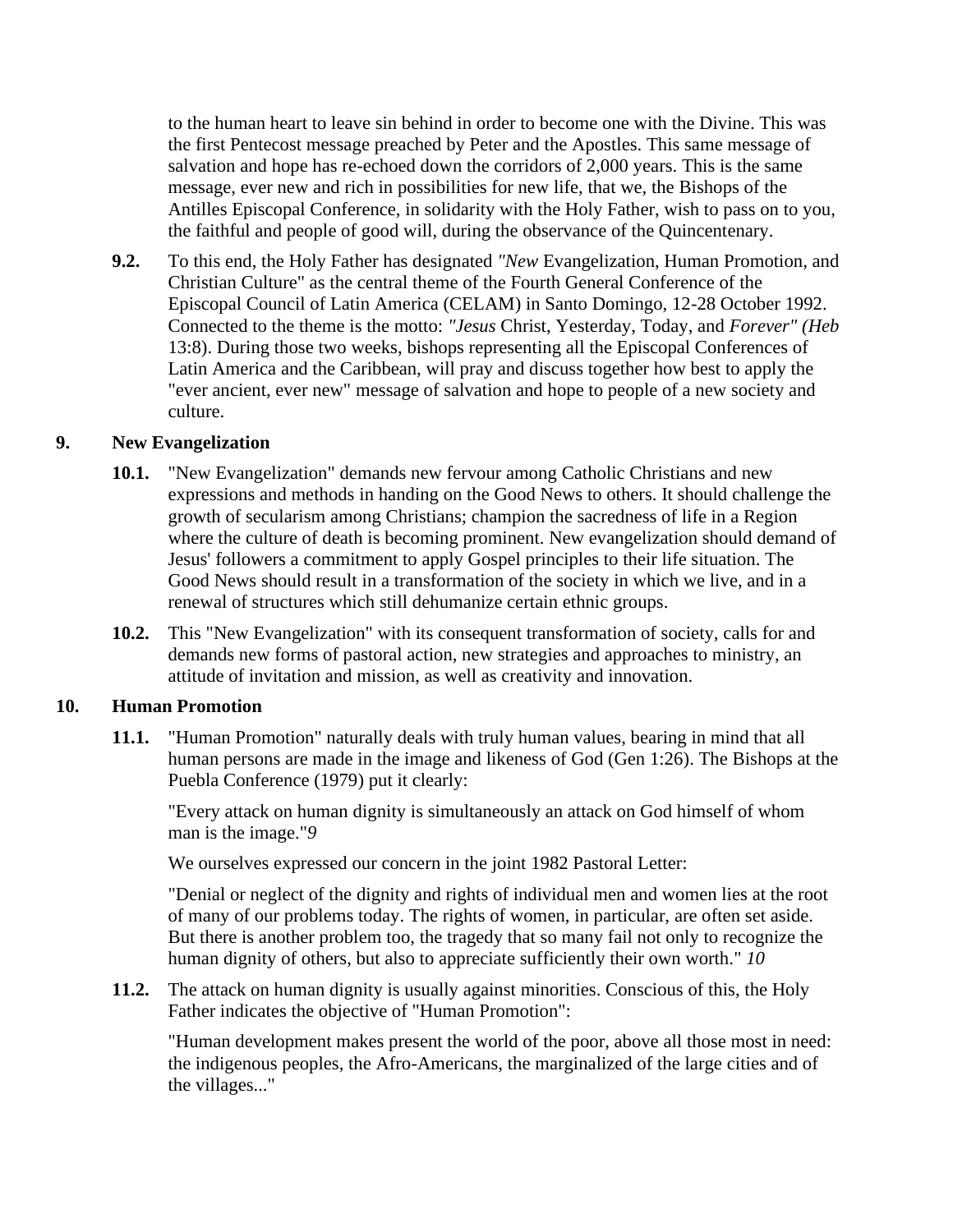to the human heart to leave sin behind in order to become one with the Divine. This was the first Pentecost message preached by Peter and the Apostles. This same message of salvation and hope has re-echoed down the corridors of 2,000 years. This is the same message, ever new and rich in possibilities for new life, that we, the Bishops of the Antilles Episcopal Conference, in solidarity with the Holy Father, wish to pass on to you, the faithful and people of good will, during the observance of the Quincentenary.

**9.2.** To this end, the Holy Father has designated *"New* Evangelization, Human Promotion, and Christian Culture" as the central theme of the Fourth General Conference of the Episcopal Council of Latin America (CELAM) in Santo Domingo, 12-28 October 1992. Connected to the theme is the motto: *"Jesus* Christ, Yesterday, Today, and *Forever" (Heb* 13:8). During those two weeks, bishops representing all the Episcopal Conferences of Latin America and the Caribbean, will pray and discuss together how best to apply the "ever ancient, ever new" message of salvation and hope to people of a new society and culture.

## 9. New Evangelization

**10.1.** "New Evangelization" demands new fervour among Catholic Christians and new expressions and methods in handing on the Good News to others. It should challenge the growth of secularism among Christians; champion the sacredness of life in a Region where the culture of death is becoming prominent. New evangelization should demand of Jesus' followers a commitment to apply Gospel principles to their life situation. The Good News should result in a transformation of the society in which we live, and in a renewal of structures which still dehumanize certain ethnic groups.

**10.2.** This "New Evangelization" with its consequent transformation of society, calls for and demands new forms of pastoral action, new strategies and approaches to ministry, an attitude of invitation and mission, as well as creativity and innovation.

## 10. Human Promotion

**11.1.** "Human Promotion" naturally deals with truly human values, bearing in mind that all human persons are made in the image and likeness of God (Gen 1:26). The Bishops at the Puebla Conference (1979) put it clearly:

"Every attack on human dignity is simultaneously an attack on God himself of whom man is the image."*9*

We ourselves expressed our concern in the joint 1982 Pastoral Letter:

"Denial or neglect of the dignity and rights of individual men and women lies at the root of many of our problems today. The rights of women, in particular, are often set aside. But there is another problem too, the tragedy that so many fail not only to recognize the human dignity of others, but also to appreciate sufficiently their own worth." *10*

**11.2.** The attack on human dignity is usually against minorities. Conscious of this, the Holy Father indicates the objective of "Human Promotion":

"Human development makes present the world of the poor, above all those most in need: the indigenous peoples, the Afro-Americans, the marginalized of the large cities and of the villages..."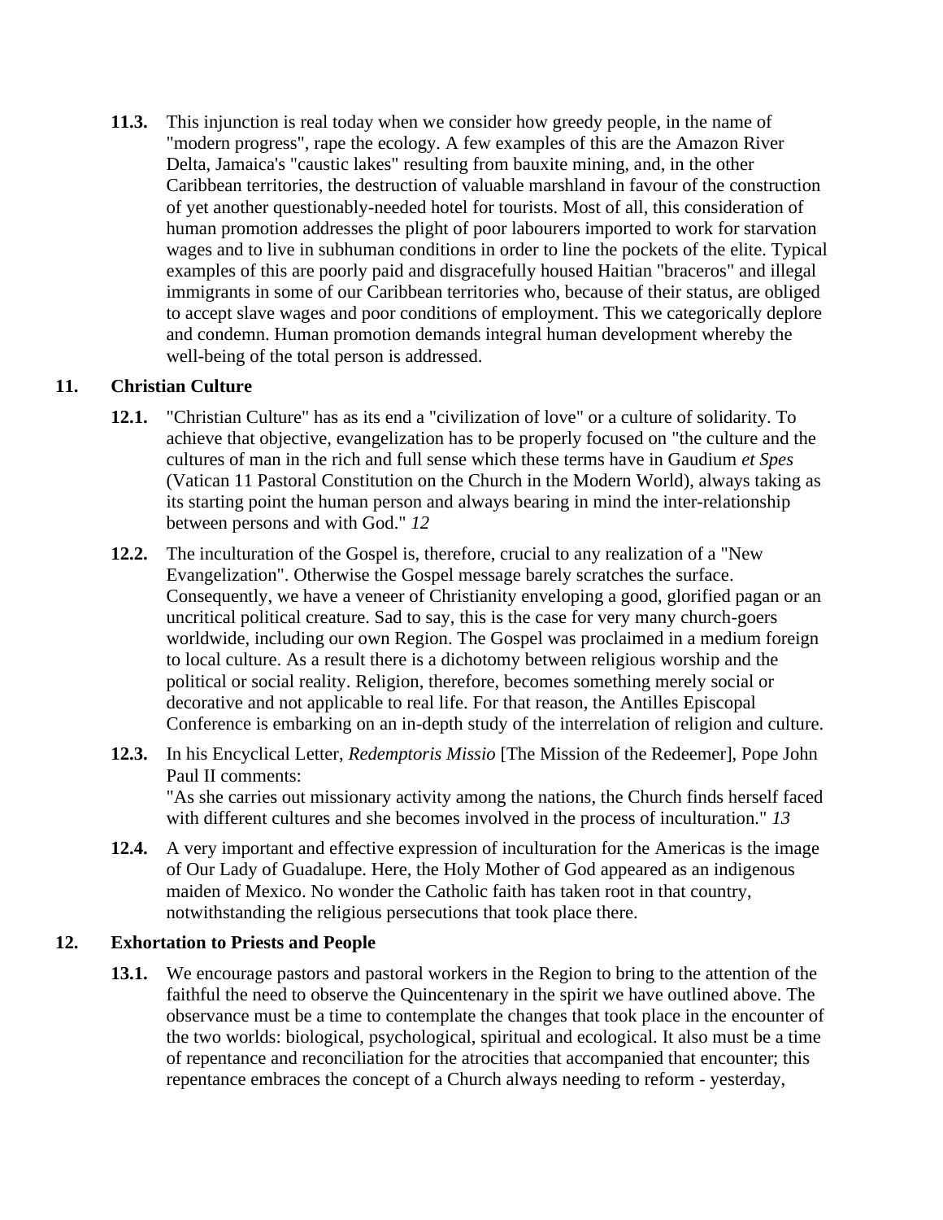**11.3.** This injunction is real today when we consider how greedy people, in the name of "modern progress", rape the ecology. A few examples of this are the Amazon River Delta, Jamaica's "caustic lakes" resulting from bauxite mining, and, in the other Caribbean territories, the destruction of valuable marshland in favour of the construction of yet another questionably-needed hotel for tourists. Most of all, this consideration of human promotion addresses the plight of poor labourers imported to work for starvation wages and to live in subhuman conditions in order to line the pockets of the elite. Typical examples of this are poorly paid and disgracefully housed Haitian "braceros" and illegal immigrants in some of our Caribbean territories who, because of their status, are obliged to accept slave wages and poor conditions of employment. This we categorically deplore and condemn. Human promotion demands integral human development whereby the well-being of the total person is addressed.

## 11. Christian Culture

**12.1.** "Christian Culture" has as its end a "civilization of love" or a culture of solidarity. To achieve that objective, evangelization has to be properly focused on "the culture and the cultures of man in the rich and full sense which these terms have in Gaudium *et Spes* (Vatican 11 Pastoral Constitution on the Church in the Modern World), always taking as its starting point the human person and always bearing in mind the inter-relationship between persons and with God." *12*

**12.2.** The inculturation of the Gospel is, therefore, crucial to any realization of a "New Evangelization". Otherwise the Gospel message barely scratches the surface. Consequently, we have a veneer of Christianity enveloping a good, glorified pagan or an uncritical political creature. Sad to say, this is the case for very many church-goers worldwide, including our own Region. The Gospel was proclaimed in a medium foreign to local culture. As a result there is a dichotomy between religious worship and the political or social reality. Religion, therefore, becomes something merely social or decorative and not applicable to real life. For that reason, the Antilles Episcopal Conference is embarking on an in-depth study of the interrelation of religion and culture.

**12.3.** In his Encyclical Letter, *Redemptoris Missio* [The Mission of the Redeemer], Pope John Paul II comments:
"As she carries out missionary activity among the nations, the Church finds herself faced with different cultures and she becomes involved in the process of inculturation." *13*

**12.4.** A very important and effective expression of inculturation for the Americas is the image of Our Lady of Guadalupe. Here, the Holy Mother of God appeared as an indigenous maiden of Mexico. No wonder the Catholic faith has taken root in that country, notwithstanding the religious persecutions that took place there.

## 12. Exhortation to Priests and People

**13.1.** We encourage pastors and pastoral workers in the Region to bring to the attention of the faithful the need to observe the Quincentenary in the spirit we have outlined above. The observance must be a time to contemplate the changes that took place in the encounter of the two worlds: biological, psychological, spiritual and ecological. It also must be a time of repentance and reconciliation for the atrocities that accompanied that encounter; this repentance embraces the concept of a Church always needing to reform - yesterday,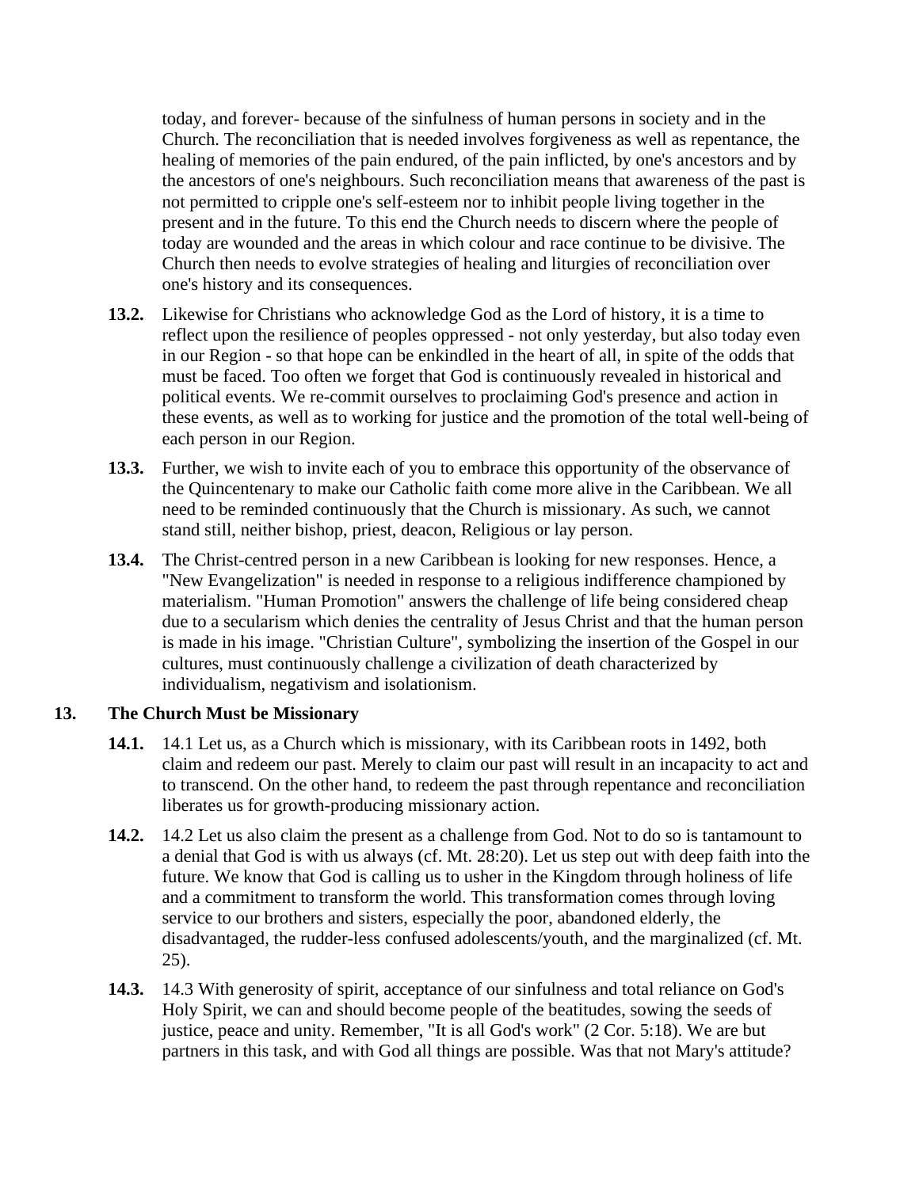today, and forever- because of the sinfulness of human persons in society and in the Church. The reconciliation that is needed involves forgiveness as well as repentance, the healing of memories of the pain endured, of the pain inflicted, by one's ancestors and by the ancestors of one's neighbours. Such reconciliation means that awareness of the past is not permitted to cripple one's self-esteem nor to inhibit people living together in the present and in the future. To this end the Church needs to discern where the people of today are wounded and the areas in which colour and race continue to be divisive. The Church then needs to evolve strategies of healing and liturgies of reconciliation over one's history and its consequences.

**13.2.** Likewise for Christians who acknowledge God as the Lord of history, it is a time to reflect upon the resilience of peoples oppressed - not only yesterday, but also today even in our Region - so that hope can be enkindled in the heart of all, in spite of the odds that must be faced. Too often we forget that God is continuously revealed in historical and political events. We re-commit ourselves to proclaiming God's presence and action in these events, as well as to working for justice and the promotion of the total well-being of each person in our Region.

**13.3.** Further, we wish to invite each of you to embrace this opportunity of the observance of the Quincentenary to make our Catholic faith come more alive in the Caribbean. We all need to be reminded continuously that the Church is missionary. As such, we cannot stand still, neither bishop, priest, deacon, Religious or lay person.

**13.4.** The Christ-centred person in a new Caribbean is looking for new responses. Hence, a "New Evangelization" is needed in response to a religious indifference championed by materialism. "Human Promotion" answers the challenge of life being considered cheap due to a secularism which denies the centrality of Jesus Christ and that the human person is made in his image. "Christian Culture", symbolizing the insertion of the Gospel in our cultures, must continuously challenge a civilization of death characterized by individualism, negativism and isolationism.

## 13. The Church Must be Missionary

**14.1.** 14.1 Let us, as a Church which is missionary, with its Caribbean roots in 1492, both claim and redeem our past. Merely to claim our past will result in an incapacity to act and to transcend. On the other hand, to redeem the past through repentance and reconciliation liberates us for growth-producing missionary action.

**14.2.** 14.2 Let us also claim the present as a challenge from God. Not to do so is tantamount to a denial that God is with us always (cf. Mt. 28:20). Let us step out with deep faith into the future. We know that God is calling us to usher in the Kingdom through holiness of life and a commitment to transform the world. This transformation comes through loving service to our brothers and sisters, especially the poor, abandoned elderly, the disadvantaged, the rudder-less confused adolescents/youth, and the marginalized (cf. Mt. 25).

**14.3.** 14.3 With generosity of spirit, acceptance of our sinfulness and total reliance on God's Holy Spirit, we can and should become people of the beatitudes, sowing the seeds of justice, peace and unity. Remember, "It is all God's work" (2 Cor. 5:18). We are but partners in this task, and with God all things are possible. Was that not Mary's attitude?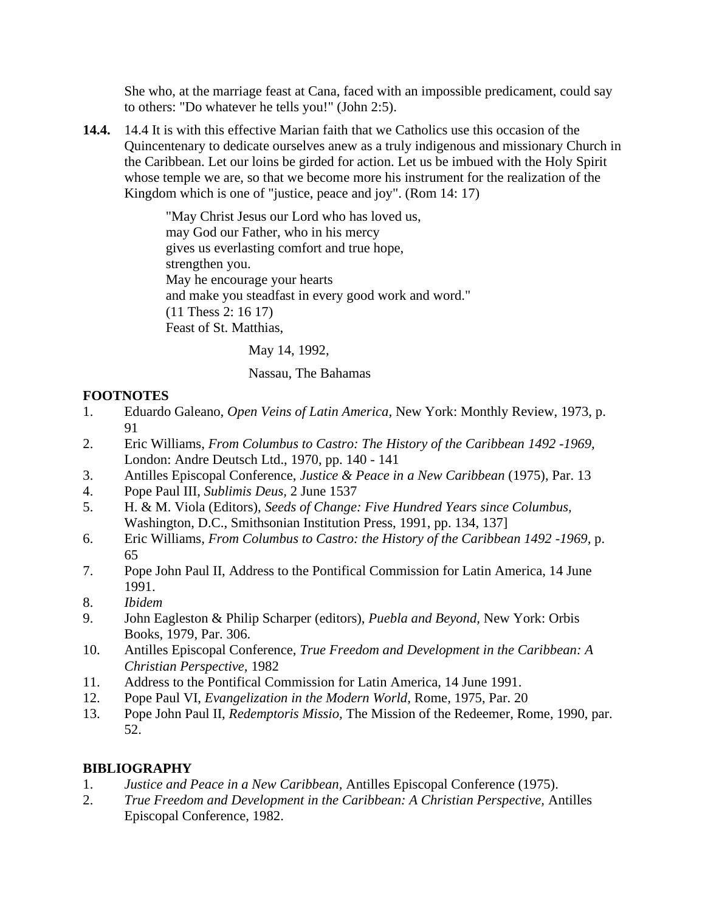She who, at the marriage feast at Cana, faced with an impossible predicament, could say to others: "Do whatever he tells you!" (John 2:5).

**14.4.** 14.4 It is with this effective Marian faith that we Catholics use this occasion of the Quincentenary to dedicate ourselves anew as a truly indigenous and missionary Church in the Caribbean. Let our loins be girded for action. Let us be imbued with the Holy Spirit whose temple we are, so that we become more his instrument for the realization of the Kingdom which is one of "justice, peace and joy". (Rom 14: 17)

> "May Christ Jesus our Lord who has loved us,
> may God our Father, who in his mercy
> gives us everlasting comfort and true hope,
> strengthen you.
> May he encourage your hearts
> and make you steadfast in every good work and word."
> (11 Thess 2: 16 17)
> Feast of St. Matthias,
>
> May 14, 1992,
>
> Nassau, The Bahamas

**FOOTNOTES**

1. Eduardo Galeano, *Open Veins of Latin America,* New York: Monthly Review, 1973, p. 91
2. Eric Williams, *From Columbus to Castro: The History of the Caribbean 1492 -1969,* London: Andre Deutsch Ltd., 1970, pp. 140 - 141
3. Antilles Episcopal Conference, *Justice & Peace in a New Caribbean* (1975), Par. 13
4. Pope Paul III, *Sublimis Deus,* 2 June 1537
5. H. & M. Viola (Editors), *Seeds of Change: Five Hundred Years since Columbus,* Washington, D.C., Smithsonian Institution Press, 1991, pp. 134, 137]
6. Eric Williams, *From Columbus to Castro: the History of the Caribbean 1492 -1969,* p. 65
7. Pope John Paul II, Address to the Pontifical Commission for Latin America, 14 June 1991.
8. *Ibidem*
9. John Eagleston & Philip Scharper (editors), *Puebla and Beyond,* New York: Orbis Books, 1979, Par. 306.
10. Antilles Episcopal Conference, *True Freedom and Development in the Caribbean: A Christian Perspective,* 1982
11. Address to the Pontifical Commission for Latin America, 14 June 1991.
12. Pope Paul VI, *Evangelization in the Modern World,* Rome, 1975, Par. 20
13. Pope John Paul II, *Redemptoris Missio,* The Mission of the Redeemer, Rome, 1990, par. 52.

**BIBLIOGRAPHY**

1. *Justice and Peace in a New Caribbean,* Antilles Episcopal Conference (1975).
2. *True Freedom and Development in the Caribbean: A Christian Perspective,* Antilles Episcopal Conference, 1982.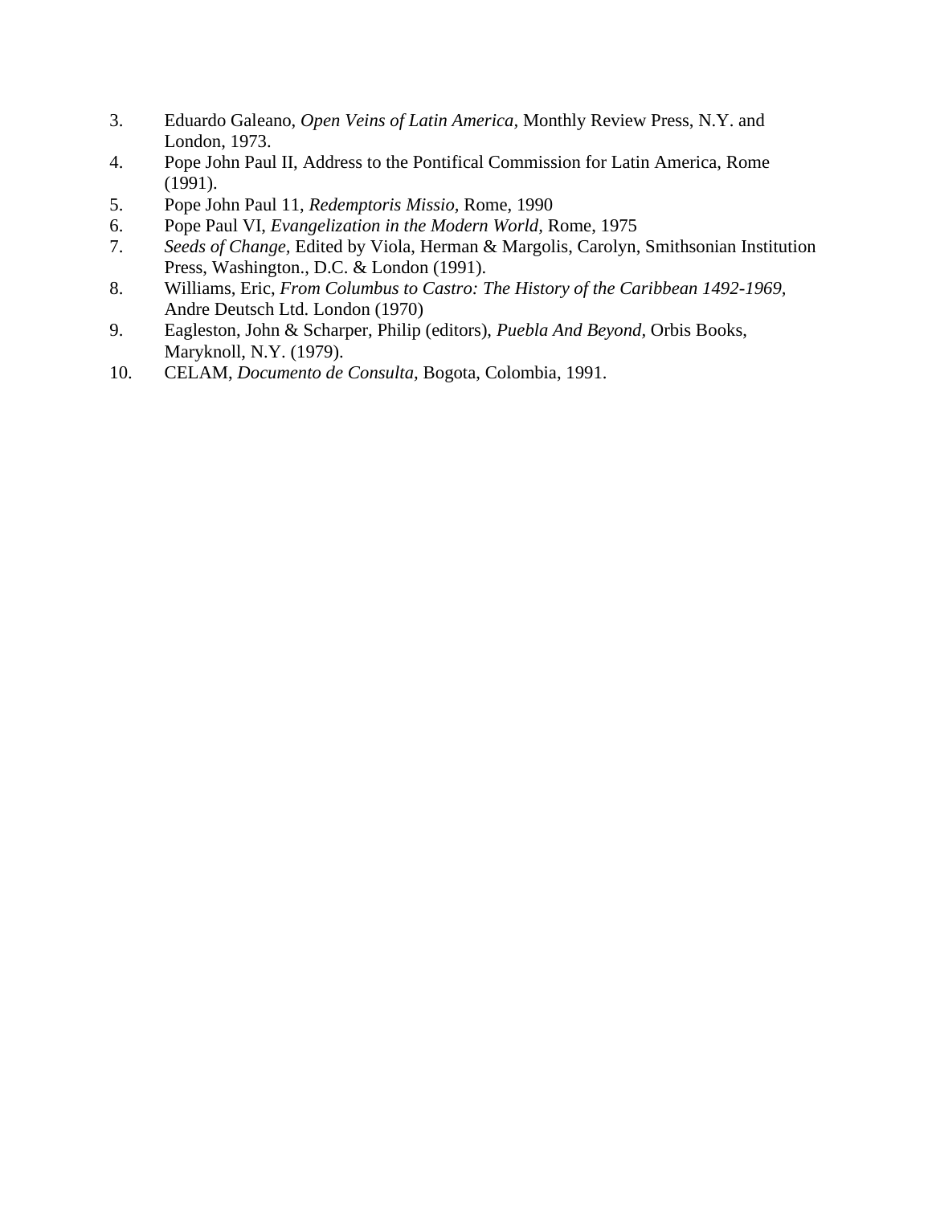3. Eduardo Galeano, *Open Veins of Latin America,* Monthly Review Press, N.Y. and London, 1973.
4. Pope John Paul II, Address to the Pontifical Commission for Latin America, Rome (1991).
5. Pope John Paul 11, *Redemptoris Missio*, Rome, 1990
6. Pope Paul VI, *Evangelization in the Modern World*, Rome, 1975
7. *Seeds of Change,* Edited by Viola, Herman & Margolis, Carolyn, Smithsonian Institution Press, Washington., D.C. & London (1991).
8. Williams, Eric, *From Columbus to Castro: The History of the Caribbean 1492-1969,* Andre Deutsch Ltd. London (1970)
9. Eagleston, John & Scharper, Philip (editors), *Puebla And Beyond*, Orbis Books, Maryknoll, N.Y. (1979).
10. CELAM, *Documento de Consulta,* Bogota, Colombia, 1991.